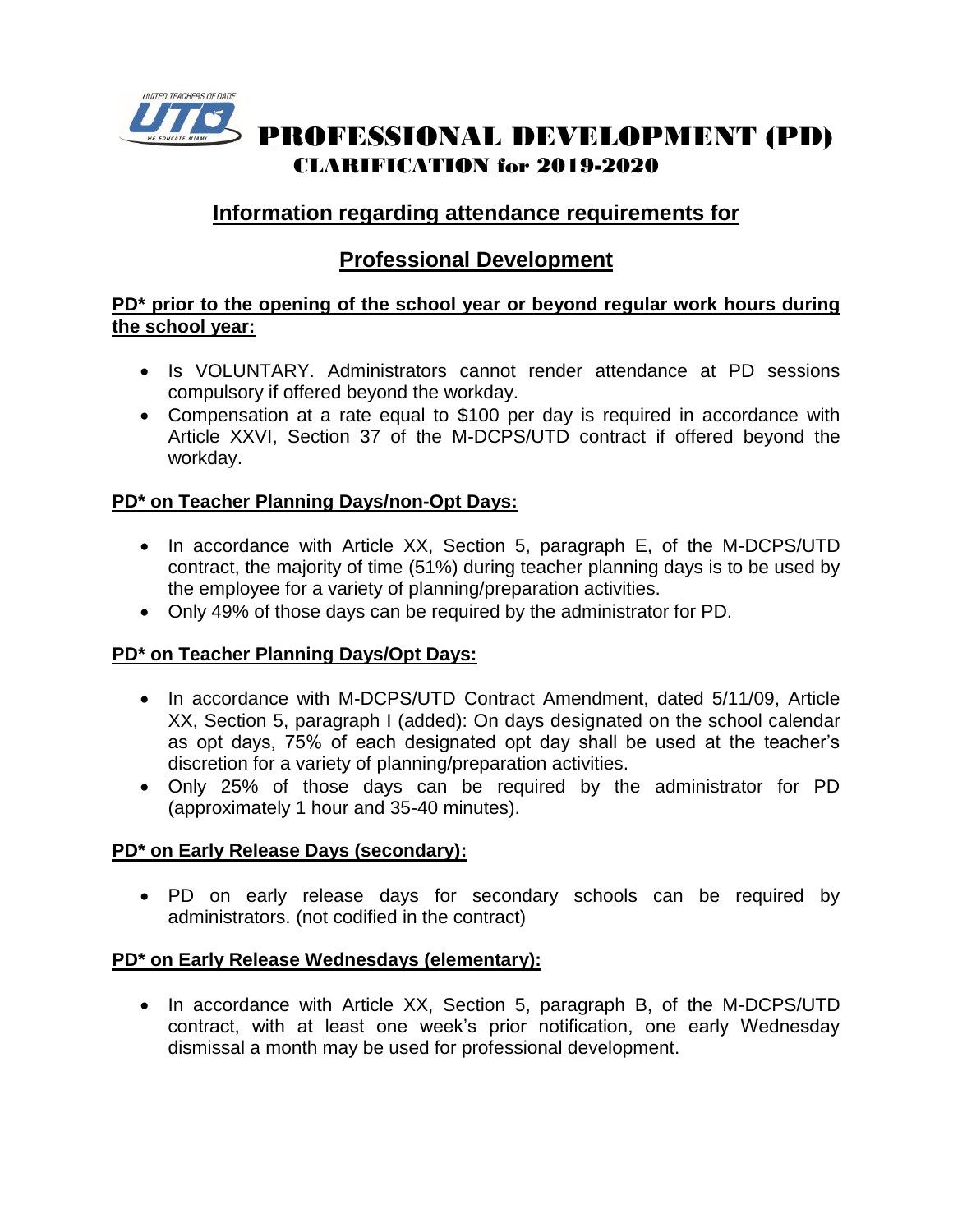# PROFESSIONAL DEVELOPMENT (PD) CLARIFICATION for 2019-2020

## Information regarding attendance requirements for Professional Development

**PD* prior to the opening of the school year or beyond regular work hours during the school year:**

- Is VOLUNTARY. Administrators cannot render attendance at PD sessions compulsory if offered beyond the workday.
- Compensation at a rate equal to $100 per day is required in accordance with Article XXVI, Section 37 of the M-DCPS/UTD contract if offered beyond the workday.

**PD* on Teacher Planning Days/non-Opt Days:**

- In accordance with Article XX, Section 5, paragraph E, of the M-DCPS/UTD contract, the majority of time (51%) during teacher planning days is to be used by the employee for a variety of planning/preparation activities.
- Only 49% of those days can be required by the administrator for PD.

**PD* on Teacher Planning Days/Opt Days:**

- In accordance with M-DCPS/UTD Contract Amendment, dated 5/11/09, Article XX, Section 5, paragraph I (added): On days designated on the school calendar as opt days, 75% of each designated opt day shall be used at the teacher's discretion for a variety of planning/preparation activities.
- Only 25% of those days can be required by the administrator for PD (approximately 1 hour and 35-40 minutes).

**PD* on Early Release Days (secondary):**

- PD on early release days for secondary schools can be required by administrators. (not codified in the contract)

**PD* on Early Release Wednesdays (elementary):**

- In accordance with Article XX, Section 5, paragraph B, of the M-DCPS/UTD contract, with at least one week's prior notification, one early Wednesday dismissal a month may be used for professional development.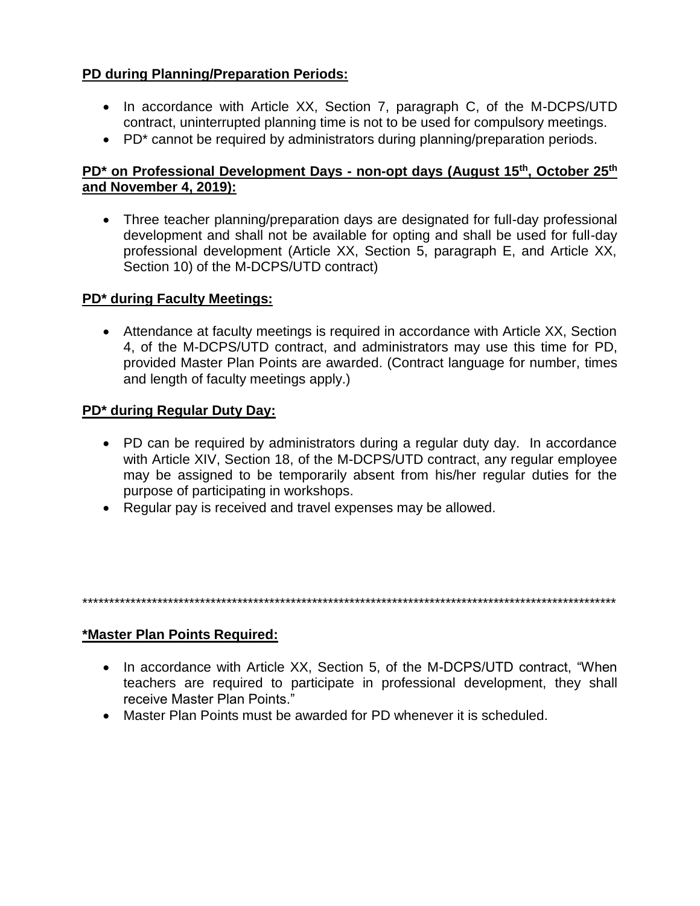**PD during Planning/Preparation Periods:**

- In accordance with Article XX, Section 7, paragraph C, of the M-DCPS/UTD contract, uninterrupted planning time is not to be used for compulsory meetings.
- PD* cannot be required by administrators during planning/preparation periods.

**PD* on Professional Development Days - non-opt days (August 15th, October 25th and November 4, 2019):**

- Three teacher planning/preparation days are designated for full-day professional development and shall not be available for opting and shall be used for full-day professional development (Article XX, Section 5, paragraph E, and Article XX, Section 10) of the M-DCPS/UTD contract)

**PD* during Faculty Meetings:**

- Attendance at faculty meetings is required in accordance with Article XX, Section 4, of the M-DCPS/UTD contract, and administrators may use this time for PD, provided Master Plan Points are awarded. (Contract language for number, times and length of faculty meetings apply.)

**PD* during Regular Duty Day:**

- PD can be required by administrators during a regular duty day. In accordance with Article XIV, Section 18, of the M-DCPS/UTD contract, any regular employee may be assigned to be temporarily absent from his/her regular duties for the purpose of participating in workshops.
- Regular pay is received and travel expenses may be allowed.

*******************************************************************************************************

***Master Plan Points Required:**

- In accordance with Article XX, Section 5, of the M-DCPS/UTD contract, "When teachers are required to participate in professional development, they shall receive Master Plan Points."
- Master Plan Points must be awarded for PD whenever it is scheduled.